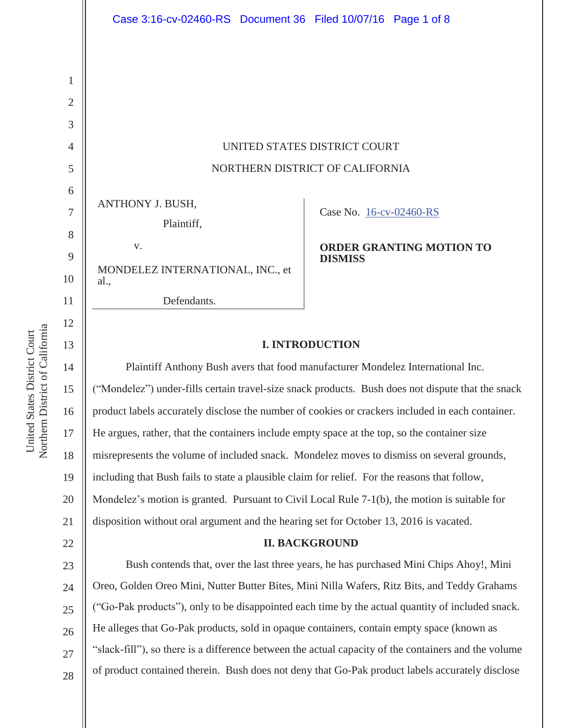UNITED STATES DISTRICT COURT

NORTHERN DISTRICT OF CALIFORNIA

ANTHONY J. BUSH,

Plaintiff,

v.

MONDELEZ INTERNATIONAL, INC., et al.,

Defendants.

Case No. 16-cv-02460-RS

**ORDER GRANTING MOTION TO DISMISS**

## I. INTRODUCTION

Plaintiff Anthony Bush avers that food manufacturer Mondelez International Inc. ("Mondelez") under-fills certain travel-size snack products. Bush does not dispute that the snack product labels accurately disclose the number of cookies or crackers included in each container. He argues, rather, that the containers include empty space at the top, so the container size misrepresents the volume of included snack. Mondelez moves to dismiss on several grounds, including that Bush fails to state a plausible claim for relief. For the reasons that follow, Mondelez's motion is granted. Pursuant to Civil Local Rule 7-1(b), the motion is suitable for disposition without oral argument and the hearing set for October 13, 2016 is vacated.

## II. BACKGROUND

Bush contends that, over the last three years, he has purchased Mini Chips Ahoy!, Mini Oreo, Golden Oreo Mini, Nutter Butter Bites, Mini Nilla Wafers, Ritz Bits, and Teddy Grahams ("Go-Pak products"), only to be disappointed each time by the actual quantity of included snack. He alleges that Go-Pak products, sold in opaque containers, contain empty space (known as "slack-fill"), so there is a difference between the actual capacity of the containers and the volume of product contained therein. Bush does not deny that Go-Pak product labels accurately disclose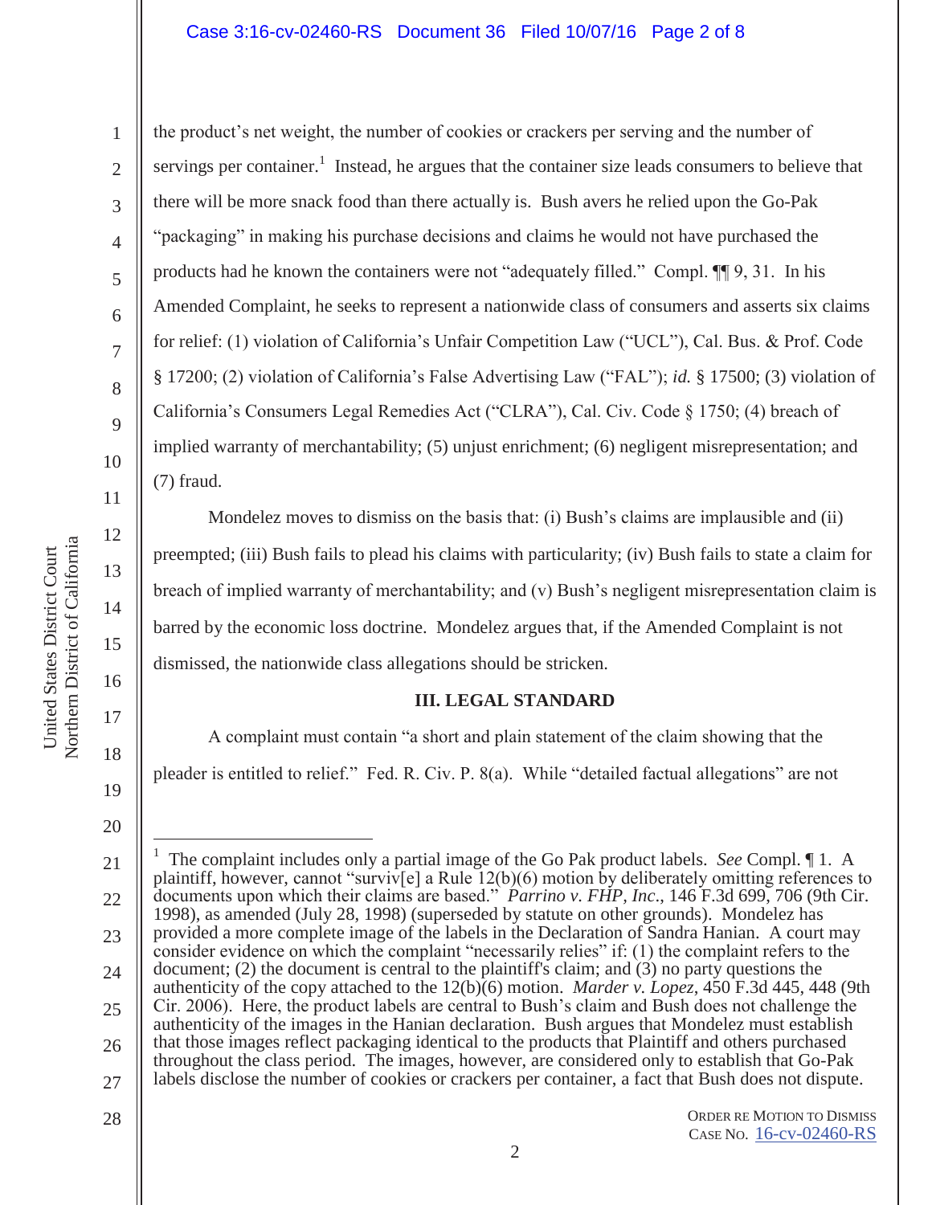the product's net weight, the number of cookies or crackers per serving and the number of servings per container.[1] Instead, he argues that the container size leads consumers to believe that there will be more snack food than there actually is. Bush avers he relied upon the Go-Pak "packaging" in making his purchase decisions and claims he would not have purchased the products had he known the containers were not "adequately filled." Compl. ¶¶ 9, 31. In his Amended Complaint, he seeks to represent a nationwide class of consumers and asserts six claims for relief: (1) violation of California's Unfair Competition Law ("UCL"), Cal. Bus. & Prof. Code § 17200; (2) violation of California's False Advertising Law ("FAL"); *id.* § 17500; (3) violation of California's Consumers Legal Remedies Act ("CLRA"), Cal. Civ. Code § 1750; (4) breach of implied warranty of merchantability; (5) unjust enrichment; (6) negligent misrepresentation; and (7) fraud.

Mondelez moves to dismiss on the basis that: (i) Bush's claims are implausible and (ii) preempted; (iii) Bush fails to plead his claims with particularity; (iv) Bush fails to state a claim for breach of implied warranty of merchantability; and (v) Bush's negligent misrepresentation claim is barred by the economic loss doctrine. Mondelez argues that, if the Amended Complaint is not dismissed, the nationwide class allegations should be stricken.

## III. LEGAL STANDARD

A complaint must contain "a short and plain statement of the claim showing that the pleader is entitled to relief." Fed. R. Civ. P. 8(a). While "detailed factual allegations" are not

---

[1] The complaint includes only a partial image of the Go Pak product labels. *See* Compl. ¶ 1. A plaintiff, however, cannot "surviv[e] a Rule 12(b)(6) motion by deliberately omitting references to documents upon which their claims are based." *Parrino v. FHP, Inc*., 146 F.3d 699, 706 (9th Cir. 1998), as amended (July 28, 1998) (superseded by statute on other grounds). Mondelez has provided a more complete image of the labels in the Declaration of Sandra Hanian. A court may consider evidence on which the complaint "necessarily relies" if: (1) the complaint refers to the document; (2) the document is central to the plaintiff's claim; and (3) no party questions the authenticity of the copy attached to the 12(b)(6) motion. *Marder v. Lopez*, 450 F.3d 445, 448 (9th Cir. 2006). Here, the product labels are central to Bush's claim and Bush does not challenge the authenticity of the images in the Hanian declaration. Bush argues that Mondelez must establish that those images reflect packaging identical to the products that Plaintiff and others purchased throughout the class period. The images, however, are considered only to establish that Go-Pak labels disclose the number of cookies or crackers per container, a fact that Bush does not dispute.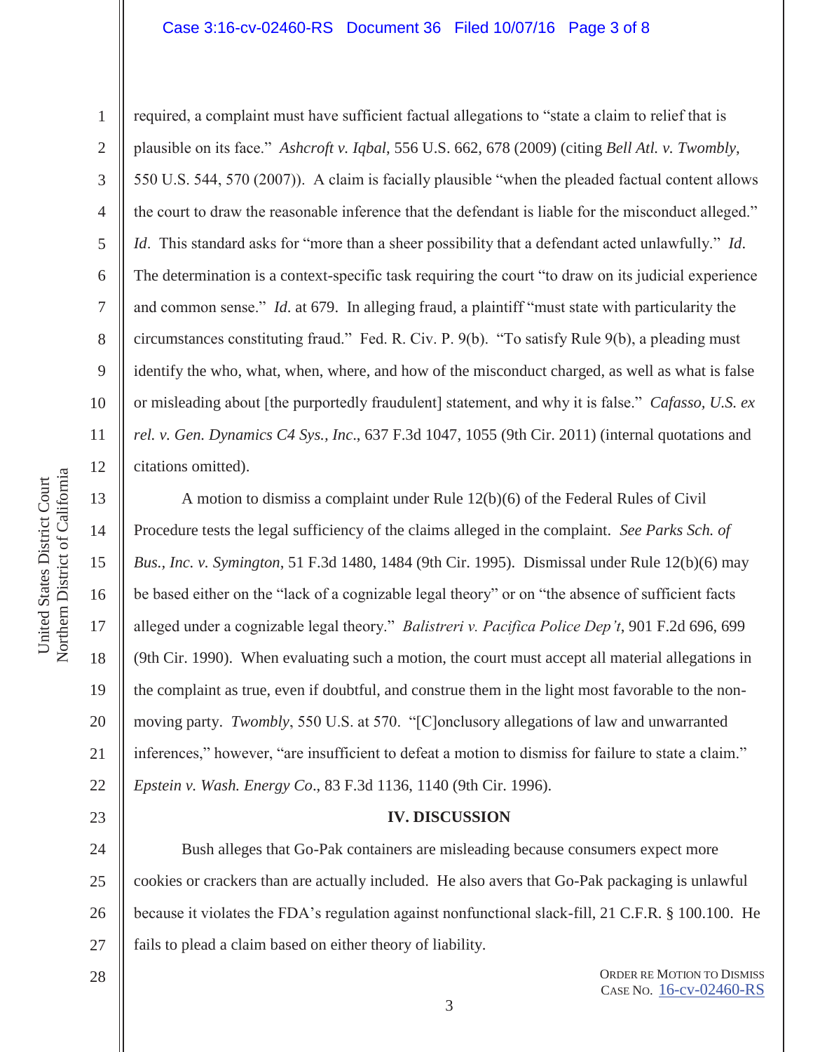required, a complaint must have sufficient factual allegations to "state a claim to relief that is plausible on its face." *Ashcroft v. Iqbal*, 556 U.S. 662, 678 (2009) (citing *Bell Atl. v. Twombly*, 550 U.S. 544, 570 (2007)). A claim is facially plausible "when the pleaded factual content allows the court to draw the reasonable inference that the defendant is liable for the misconduct alleged." *Id*. This standard asks for "more than a sheer possibility that a defendant acted unlawfully." *Id*. The determination is a context-specific task requiring the court "to draw on its judicial experience and common sense." *Id.* at 679. In alleging fraud, a plaintiff "must state with particularity the circumstances constituting fraud." Fed. R. Civ. P. 9(b). "To satisfy Rule 9(b), a pleading must identify the who, what, when, where, and how of the misconduct charged, as well as what is false or misleading about [the purportedly fraudulent] statement, and why it is false." *Cafasso, U.S. ex rel. v. Gen. Dynamics C4 Sys., Inc*., 637 F.3d 1047, 1055 (9th Cir. 2011) (internal quotations and citations omitted).

A motion to dismiss a complaint under Rule 12(b)(6) of the Federal Rules of Civil Procedure tests the legal sufficiency of the claims alleged in the complaint. *See Parks Sch. of Bus., Inc. v. Symington*, 51 F.3d 1480, 1484 (9th Cir. 1995). Dismissal under Rule 12(b)(6) may be based either on the "lack of a cognizable legal theory" or on "the absence of sufficient facts alleged under a cognizable legal theory." *Balistreri v. Pacifica Police Dep't*, 901 F.2d 696, 699 (9th Cir. 1990). When evaluating such a motion, the court must accept all material allegations in the complaint as true, even if doubtful, and construe them in the light most favorable to the non-moving party. *Twombly*, 550 U.S. at 570. "[C]onclusory allegations of law and unwarranted inferences," however, "are insufficient to defeat a motion to dismiss for failure to state a claim." *Epstein v. Wash. Energy Co*., 83 F.3d 1136, 1140 (9th Cir. 1996).

## IV. DISCUSSION

Bush alleges that Go-Pak containers are misleading because consumers expect more cookies or crackers than are actually included. He also avers that Go-Pak packaging is unlawful because it violates the FDA's regulation against nonfunctional slack-fill, 21 C.F.R. § 100.100. He fails to plead a claim based on either theory of liability.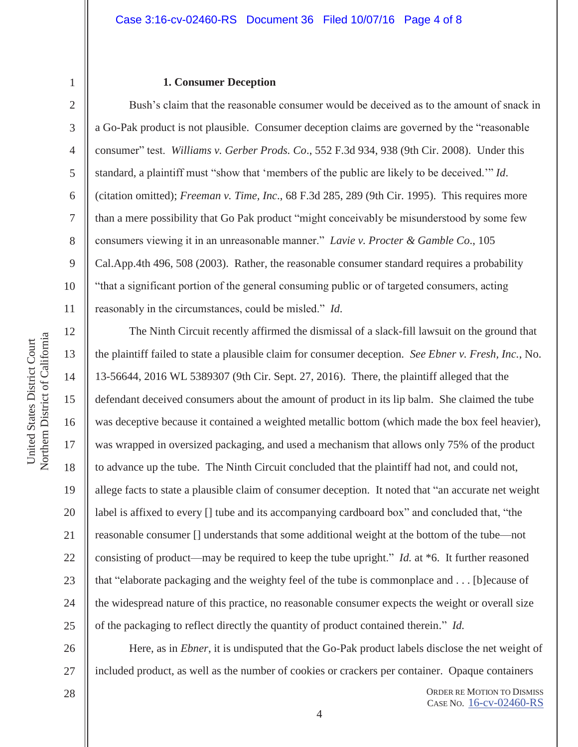**1. Consumer Deception**

Bush's claim that the reasonable consumer would be deceived as to the amount of snack in a Go-Pak product is not plausible. Consumer deception claims are governed by the "reasonable consumer" test. *Williams v. Gerber Prods. Co*., 552 F.3d 934, 938 (9th Cir. 2008). Under this standard, a plaintiff must "show that 'members of the public are likely to be deceived.'" *Id*. (citation omitted); *Freeman v. Time, Inc*., 68 F.3d 285, 289 (9th Cir. 1995). This requires more than a mere possibility that Go Pak product "might conceivably be misunderstood by some few consumers viewing it in an unreasonable manner." *Lavie v. Procter & Gamble Co*., 105 Cal.App.4th 496, 508 (2003). Rather, the reasonable consumer standard requires a probability "that a significant portion of the general consuming public or of targeted consumers, acting reasonably in the circumstances, could be misled." *Id*.

The Ninth Circuit recently affirmed the dismissal of a slack-fill lawsuit on the ground that the plaintiff failed to state a plausible claim for consumer deception. *See Ebner v. Fresh, Inc.*, No. 13-56644, 2016 WL 5389307 (9th Cir. Sept. 27, 2016). There, the plaintiff alleged that the defendant deceived consumers about the amount of product in its lip balm. She claimed the tube was deceptive because it contained a weighted metallic bottom (which made the box feel heavier), was wrapped in oversized packaging, and used a mechanism that allows only 75% of the product to advance up the tube. The Ninth Circuit concluded that the plaintiff had not, and could not, allege facts to state a plausible claim of consumer deception. It noted that "an accurate net weight label is affixed to every [] tube and its accompanying cardboard box" and concluded that, "the reasonable consumer [] understands that some additional weight at the bottom of the tube—not consisting of product—may be required to keep the tube upright." *Id.* at *6. It further reasoned that "elaborate packaging and the weighty feel of the tube is commonplace and . . . [b]ecause of the widespread nature of this practice, no reasonable consumer expects the weight or overall size of the packaging to reflect directly the quantity of product contained therein." *Id.*

Here, as in *Ebner*, it is undisputed that the Go-Pak product labels disclose the net weight of included product, as well as the number of cookies or crackers per container. Opaque containers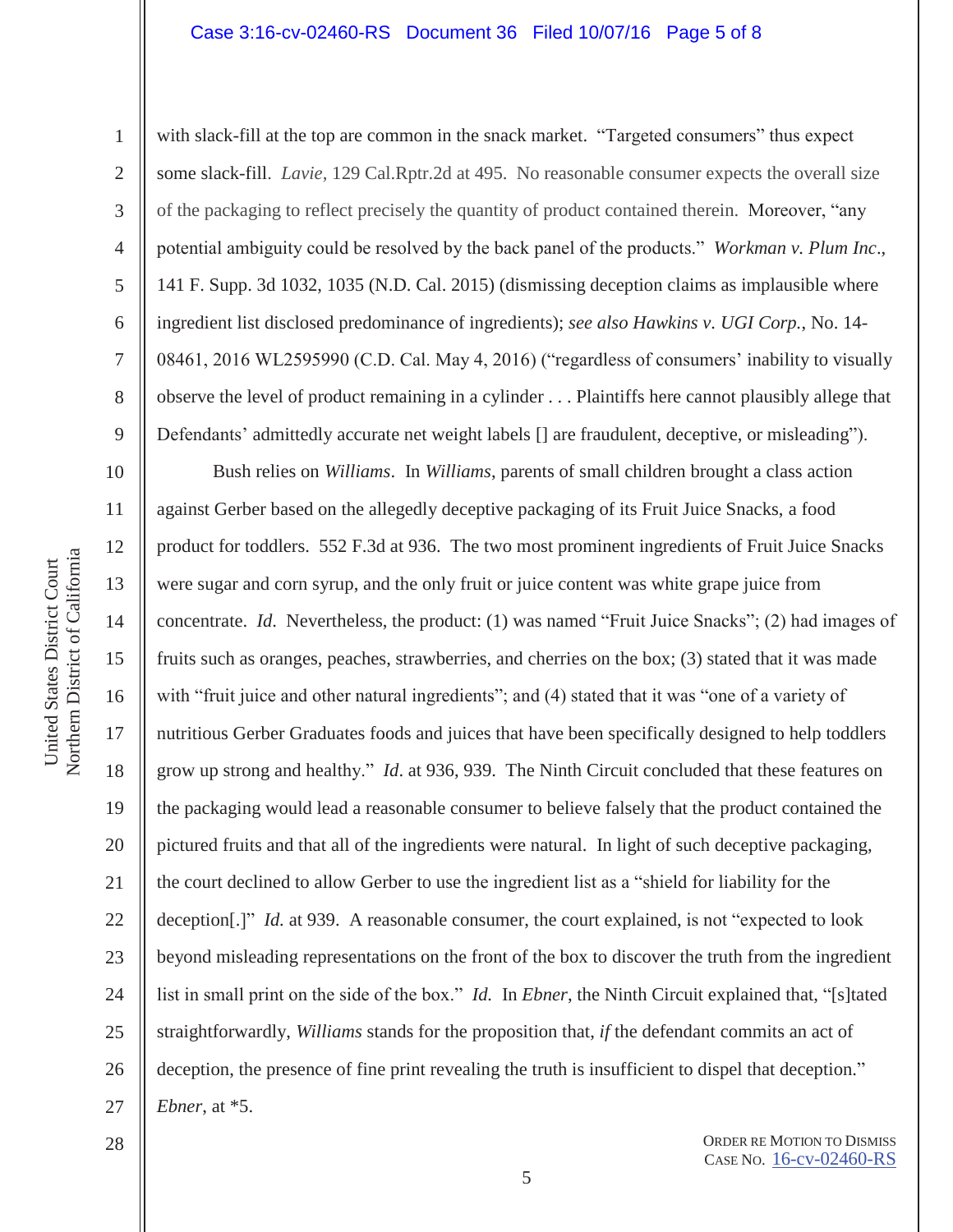with slack-fill at the top are common in the snack market. "Targeted consumers" thus expect some slack-fill. *Lavie*, 129 Cal.Rptr.2d at 495. No reasonable consumer expects the overall size of the packaging to reflect precisely the quantity of product contained therein. Moreover, "any potential ambiguity could be resolved by the back panel of the products." *Workman v. Plum Inc*., 141 F. Supp. 3d 1032, 1035 (N.D. Cal. 2015) (dismissing deception claims as implausible where ingredient list disclosed predominance of ingredients); *see also Hawkins v. UGI Corp.*, No. 14-08461, 2016 WL2595990 (C.D. Cal. May 4, 2016) ("regardless of consumers' inability to visually observe the level of product remaining in a cylinder . . . Plaintiffs here cannot plausibly allege that Defendants' admittedly accurate net weight labels [] are fraudulent, deceptive, or misleading").

Bush relies on *Williams*. In *Williams*, parents of small children brought a class action against Gerber based on the allegedly deceptive packaging of its Fruit Juice Snacks, a food product for toddlers. 552 F.3d at 936. The two most prominent ingredients of Fruit Juice Snacks were sugar and corn syrup, and the only fruit or juice content was white grape juice from concentrate. *Id*. Nevertheless, the product: (1) was named "Fruit Juice Snacks"; (2) had images of fruits such as oranges, peaches, strawberries, and cherries on the box; (3) stated that it was made with "fruit juice and other natural ingredients"; and (4) stated that it was "one of a variety of nutritious Gerber Graduates foods and juices that have been specifically designed to help toddlers grow up strong and healthy." *Id*. at 936, 939. The Ninth Circuit concluded that these features on the packaging would lead a reasonable consumer to believe falsely that the product contained the pictured fruits and that all of the ingredients were natural. In light of such deceptive packaging, the court declined to allow Gerber to use the ingredient list as a "shield for liability for the deception[.]" *Id.* at 939. A reasonable consumer, the court explained, is not "expected to look beyond misleading representations on the front of the box to discover the truth from the ingredient list in small print on the side of the box." *Id.* In *Ebner*, the Ninth Circuit explained that, "[s]tated straightforwardly, *Williams* stands for the proposition that, *if* the defendant commits an act of deception, the presence of fine print revealing the truth is insufficient to dispel that deception." *Ebner*, at *5.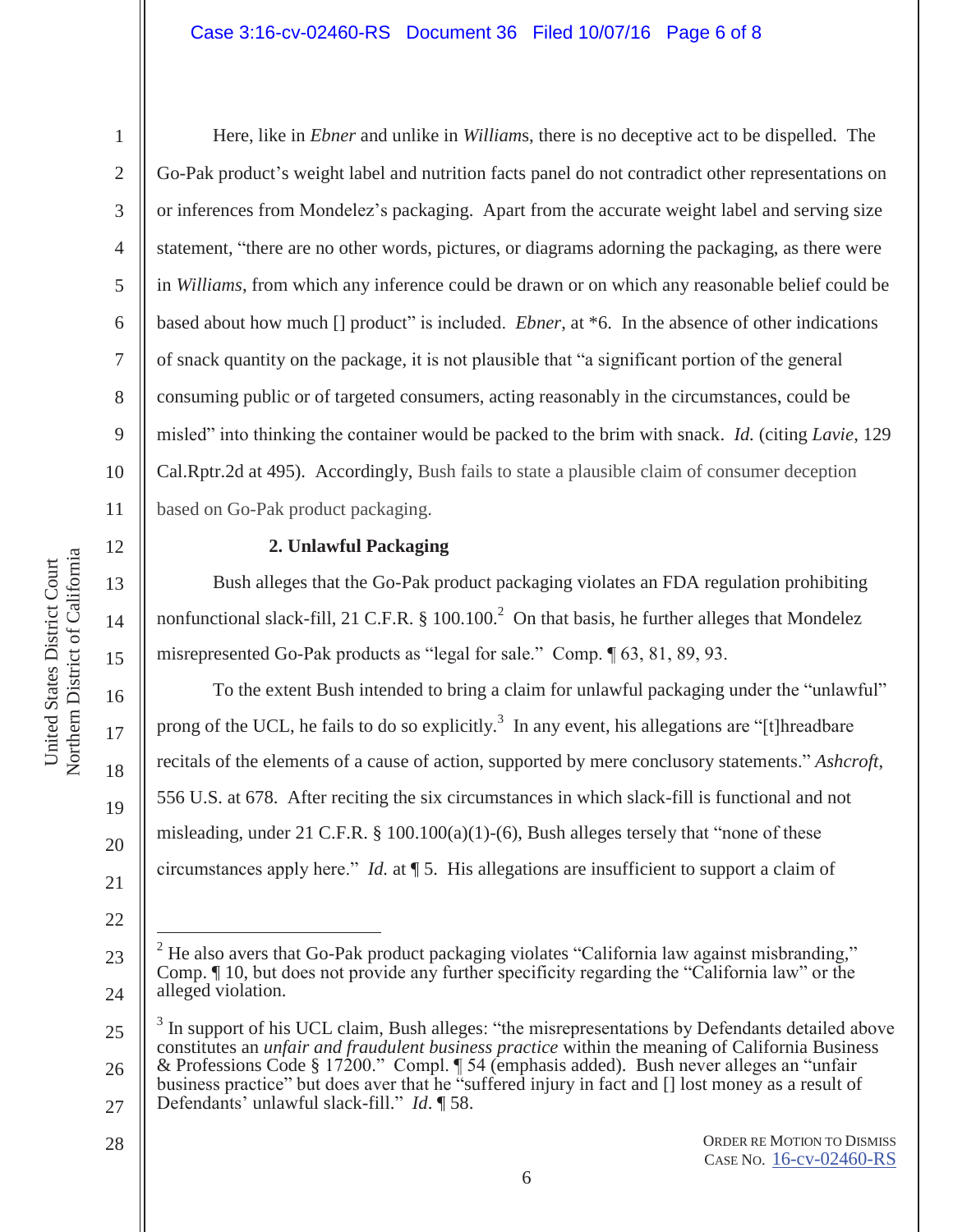Here, like in *Ebner* and unlike in *Williams*, there is no deceptive act to be dispelled. The Go-Pak product's weight label and nutrition facts panel do not contradict other representations on or inferences from Mondelez's packaging. Apart from the accurate weight label and serving size statement, "there are no other words, pictures, or diagrams adorning the packaging, as there were in *Williams*, from which any inference could be drawn or on which any reasonable belief could be based about how much [] product" is included. *Ebner*, at *6. In the absence of other indications of snack quantity on the package, it is not plausible that "a significant portion of the general consuming public or of targeted consumers, acting reasonably in the circumstances, could be misled" into thinking the container would be packed to the brim with snack. *Id.* (citing *Lavie*, 129 Cal.Rptr.2d at 495). Accordingly, Bush fails to state a plausible claim of consumer deception based on Go-Pak product packaging.

**2. Unlawful Packaging**

Bush alleges that the Go-Pak product packaging violates an FDA regulation prohibiting nonfunctional slack-fill, 21 C.F.R. § 100.100.[2] On that basis, he further alleges that Mondelez misrepresented Go-Pak products as "legal for sale." Comp. ¶ 63, 81, 89, 93.

To the extent Bush intended to bring a claim for unlawful packaging under the "unlawful" prong of the UCL, he fails to do so explicitly.[3] In any event, his allegations are "[t]hreadbare recitals of the elements of a cause of action, supported by mere conclusory statements." *Ashcroft*, 556 U.S. at 678. After reciting the six circumstances in which slack-fill is functional and not misleading, under 21 C.F.R. § 100.100(a)(1)-(6), Bush alleges tersely that "none of these circumstances apply here." *Id.* at ¶ 5. His allegations are insufficient to support a claim of

---

[2] He also avers that Go-Pak product packaging violates "California law against misbranding," Comp. ¶ 10, but does not provide any further specificity regarding the "California law" or the alleged violation.

[3] In support of his UCL claim, Bush alleges: "the misrepresentations by Defendants detailed above constitutes an *unfair and fraudulent business practice* within the meaning of California Business & Professions Code § 17200." Compl. ¶ 54 (emphasis added). Bush never alleges an "unfair business practice" but does aver that he "suffered injury in fact and [] lost money as a result of Defendants' unlawful slack-fill." *Id.* ¶ 58.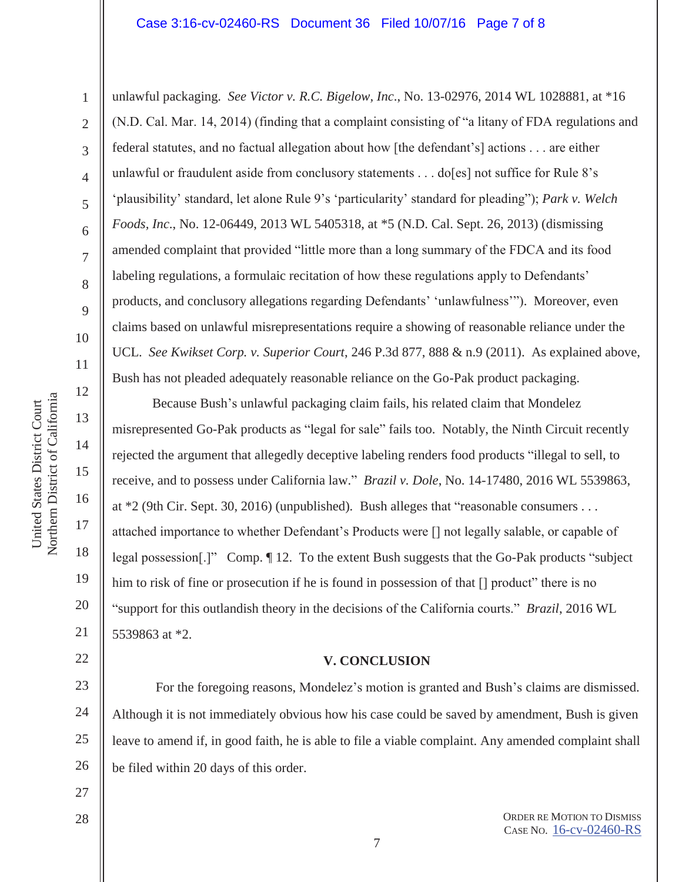unlawful packaging. *See Victor v. R.C. Bigelow, Inc.*, No. 13-02976, 2014 WL 1028881, at *16 (N.D. Cal. Mar. 14, 2014) (finding that a complaint consisting of "a litany of FDA regulations and federal statutes, and no factual allegation about how [the defendant's] actions . . . are either unlawful or fraudulent aside from conclusory statements . . . do[es] not suffice for Rule 8's 'plausibility' standard, let alone Rule 9's 'particularity' standard for pleading"); *Park v. Welch Foods, Inc.*, No. 12-06449, 2013 WL 5405318, at *5 (N.D. Cal. Sept. 26, 2013) (dismissing amended complaint that provided "little more than a long summary of the FDCA and its food labeling regulations, a formulaic recitation of how these regulations apply to Defendants' products, and conclusory allegations regarding Defendants' 'unlawfulness'"). Moreover, even claims based on unlawful misrepresentations require a showing of reasonable reliance under the UCL. *See Kwikset Corp. v. Superior Court*, 246 P.3d 877, 888 & n.9 (2011). As explained above, Bush has not pleaded adequately reasonable reliance on the Go-Pak product packaging.

Because Bush's unlawful packaging claim fails, his related claim that Mondelez misrepresented Go-Pak products as "legal for sale" fails too. Notably, the Ninth Circuit recently rejected the argument that allegedly deceptive labeling renders food products "illegal to sell, to receive, and to possess under California law." *Brazil v. Dole*, No. 14-17480, 2016 WL 5539863, at *2 (9th Cir. Sept. 30, 2016) (unpublished). Bush alleges that "reasonable consumers . . . attached importance to whether Defendant's Products were [] not legally salable, or capable of legal possession[.]" Comp. ¶ 12. To the extent Bush suggests that the Go-Pak products "subject him to risk of fine or prosecution if he is found in possession of that [] product" there is no "support for this outlandish theory in the decisions of the California courts." *Brazil*, 2016 WL 5539863 at *2.

**V. CONCLUSION**

For the foregoing reasons, Mondelez's motion is granted and Bush's claims are dismissed. Although it is not immediately obvious how his case could be saved by amendment, Bush is given leave to amend if, in good faith, he is able to file a viable complaint. Any amended complaint shall be filed within 20 days of this order.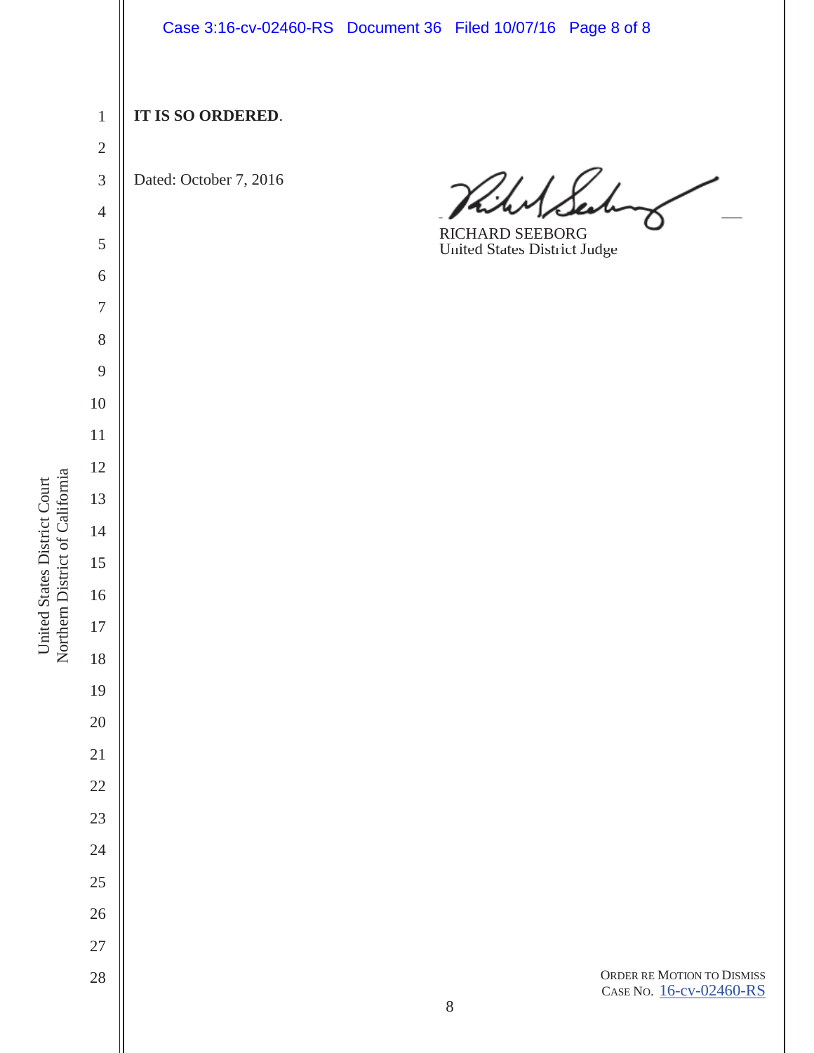**IT IS SO ORDERED**.

Dated: October 7, 2016

RICHARD SEEBORG
United States District Judge